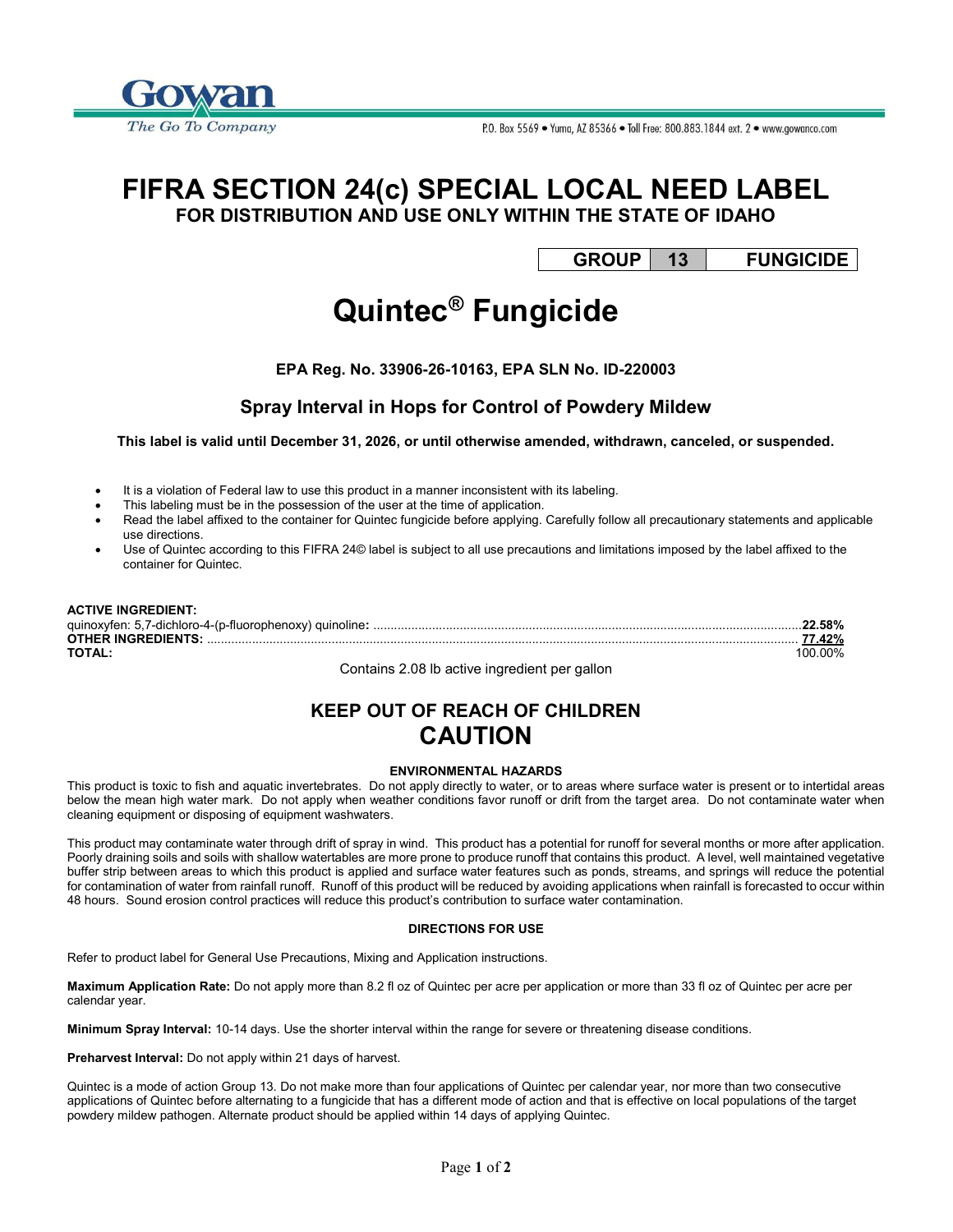Gowan
The Go To Company

P.O. Box 5569 • Yuma, AZ 85366 • Toll Free: 800.883.1844 ext. 2 • www.gowanco.com

# FIFRA SECTION 24(c) SPECIAL LOCAL NEED LABEL

**FOR DISTRIBUTION AND USE ONLY WITHIN THE STATE OF IDAHO**

| GROUP | 13 | FUNGICIDE |
|---|---|---|

# Quintec® Fungicide

**EPA Reg. No. 33906-26-10163, EPA SLN No. ID-220003**

## Spray Interval in Hops for Control of Powdery Mildew

**This label is valid until December 31, 2026, or until otherwise amended, withdrawn, canceled, or suspended.**

- It is a violation of Federal law to use this product in a manner inconsistent with its labeling.
- This labeling must be in the possession of the user at the time of application.
- Read the label affixed to the container for Quintec fungicide before applying. Carefully follow all precautionary statements and applicable use directions.
- Use of Quintec according to this FIFRA 24© label is subject to all use precautions and limitations imposed by the label affixed to the container for Quintec.

**ACTIVE INGREDIENT:**
quinoxyfen: 5,7-dichloro-4-(p-fluorophenoxy) quinoline: .......... **22.58%**
**OTHER INGREDIENTS:** .......... **77.42%**
**TOTAL:** .......... 100.00%

Contains 2.08 lb active ingredient per gallon

## KEEP OUT OF REACH OF CHILDREN
## CAUTION

**ENVIRONMENTAL HAZARDS**

This product is toxic to fish and aquatic invertebrates. Do not apply directly to water, or to areas where surface water is present or to intertidal areas below the mean high water mark. Do not apply when weather conditions favor runoff or drift from the target area. Do not contaminate water when cleaning equipment or disposing of equipment washwaters.

This product may contaminate water through drift of spray in wind. This product has a potential for runoff for several months or more after application. Poorly draining soils and soils with shallow watertables are more prone to produce runoff that contains this product. A level, well maintained vegetative buffer strip between areas to which this product is applied and surface water features such as ponds, streams, and springs will reduce the potential for contamination of water from rainfall runoff. Runoff of this product will be reduced by avoiding applications when rainfall is forecasted to occur within 48 hours. Sound erosion control practices will reduce this product's contribution to surface water contamination.

**DIRECTIONS FOR USE**

Refer to product label for General Use Precautions, Mixing and Application instructions.

**Maximum Application Rate:** Do not apply more than 8.2 fl oz of Quintec per acre per application or more than 33 fl oz of Quintec per acre per calendar year.

**Minimum Spray Interval:** 10-14 days. Use the shorter interval within the range for severe or threatening disease conditions.

**Preharvest Interval:** Do not apply within 21 days of harvest.

Quintec is a mode of action Group 13. Do not make more than four applications of Quintec per calendar year, nor more than two consecutive applications of Quintec before alternating to a fungicide that has a different mode of action and that is effective on local populations of the target powdery mildew pathogen. Alternate product should be applied within 14 days of applying Quintec.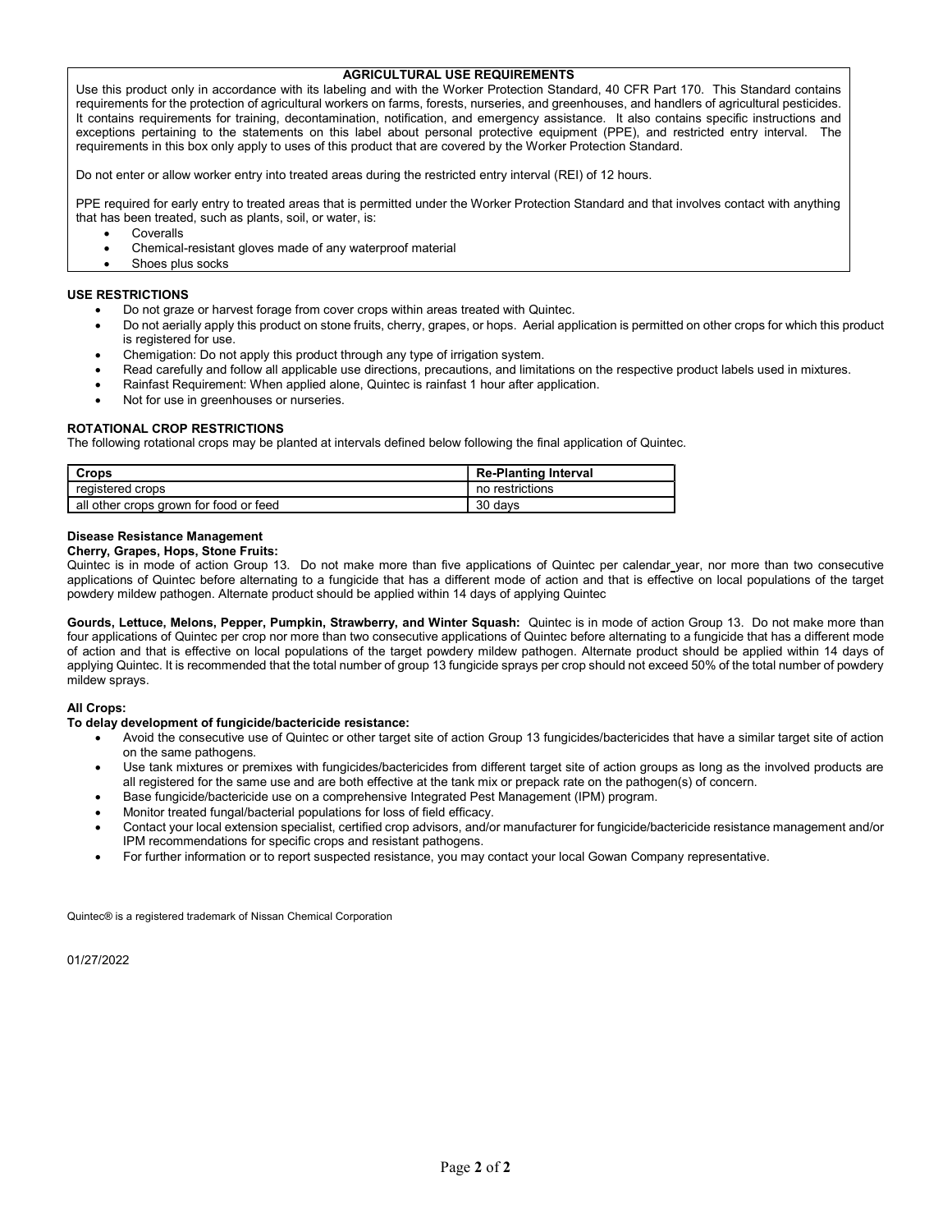## AGRICULTURAL USE REQUIREMENTS

Use this product only in accordance with its labeling and with the Worker Protection Standard, 40 CFR Part 170. This Standard contains requirements for the protection of agricultural workers on farms, forests, nurseries, and greenhouses, and handlers of agricultural pesticides. It contains requirements for training, decontamination, notification, and emergency assistance. It also contains specific instructions and exceptions pertaining to the statements on this label about personal protective equipment (PPE), and restricted entry interval. The requirements in this box only apply to uses of this product that are covered by the Worker Protection Standard.

Do not enter or allow worker entry into treated areas during the restricted entry interval (REI) of 12 hours.

PPE required for early entry to treated areas that is permitted under the Worker Protection Standard and that involves contact with anything that has been treated, such as plants, soil, or water, is:

- Coveralls
- Chemical-resistant gloves made of any waterproof material
- Shoes plus socks

### USE RESTRICTIONS

- Do not graze or harvest forage from cover crops within areas treated with Quintec.
- Do not aerially apply this product on stone fruits, cherry, grapes, or hops. Aerial application is permitted on other crops for which this product is registered for use.
- Chemigation: Do not apply this product through any type of irrigation system.
- Read carefully and follow all applicable use directions, precautions, and limitations on the respective product labels used in mixtures.
- Rainfast Requirement: When applied alone, Quintec is rainfast 1 hour after application.
- Not for use in greenhouses or nurseries.

### ROTATIONAL CROP RESTRICTIONS

The following rotational crops may be planted at intervals defined below following the final application of Quintec.

| Crops | Re-Planting Interval |
|---|---|
| registered crops | no restrictions |
| all other crops grown for food or feed | 30 days |

### Disease Resistance Management

**Cherry, Grapes, Hops, Stone Fruits:**

Quintec is in mode of action Group 13. Do not make more than five applications of Quintec per calendar year, nor more than two consecutive applications of Quintec before alternating to a fungicide that has a different mode of action and that is effective on local populations of the target powdery mildew pathogen. Alternate product should be applied within 14 days of applying Quintec

**Gourds, Lettuce, Melons, Pepper, Pumpkin, Strawberry, and Winter Squash:** Quintec is in mode of action Group 13. Do not make more than four applications of Quintec per crop nor more than two consecutive applications of Quintec before alternating to a fungicide that has a different mode of action and that is effective on local populations of the target powdery mildew pathogen. Alternate product should be applied within 14 days of applying Quintec. It is recommended that the total number of group 13 fungicide sprays per crop should not exceed 50% of the total number of powdery mildew sprays.

**All Crops:**

**To delay development of fungicide/bactericide resistance:**

- Avoid the consecutive use of Quintec or other target site of action Group 13 fungicides/bactericides that have a similar target site of action on the same pathogens.
- Use tank mixtures or premixes with fungicides/bactericides from different target site of action groups as long as the involved products are all registered for the same use and are both effective at the tank mix or prepack rate on the pathogen(s) of concern.
- Base fungicide/bactericide use on a comprehensive Integrated Pest Management (IPM) program.
- Monitor treated fungal/bacterial populations for loss of field efficacy.
- Contact your local extension specialist, certified crop advisors, and/or manufacturer for fungicide/bactericide resistance management and/or IPM recommendations for specific crops and resistant pathogens.
- For further information or to report suspected resistance, you may contact your local Gowan Company representative.

Quintec® is a registered trademark of Nissan Chemical Corporation

01/27/2022